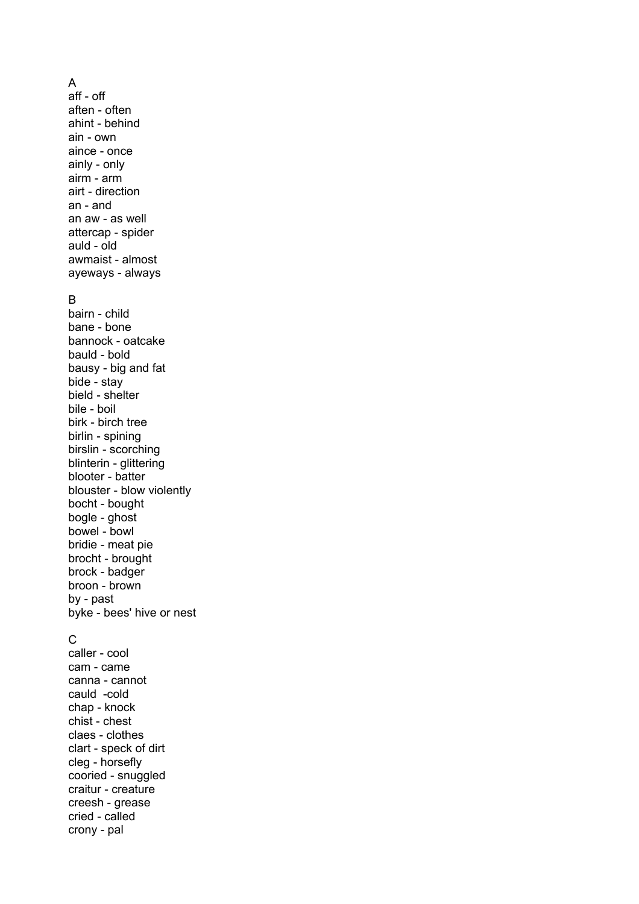## A

aff - off
aften - often
ahint - behind
ain - own
aince - once
ainly - only
airm - arm
airt - direction
an - and
an aw - as well
attercap - spider
auld - old
awmaist - almost
ayeways - always

## B

bairn - child
bane - bone
bannock - oatcake
bauld - bold
bausy - big and fat
bide - stay
bield - shelter
bile - boil
birk - birch tree
birlin - spining
birslin - scorching
blinterin - glittering
blooter - batter
blouster - blow violently
bocht - bought
bogle - ghost
bowel - bowl
bridie - meat pie
brocht - brought
brock - badger
broon - brown
by - past
byke - bees' hive or nest

## C

caller - cool
cam - came
canna - cannot
cauld -cold
chap - knock
chist - chest
claes - clothes
clart - speck of dirt
cleg - horsefly
cooried - snuggled
craitur - creature
creesh - grease
cried - called
crony - pal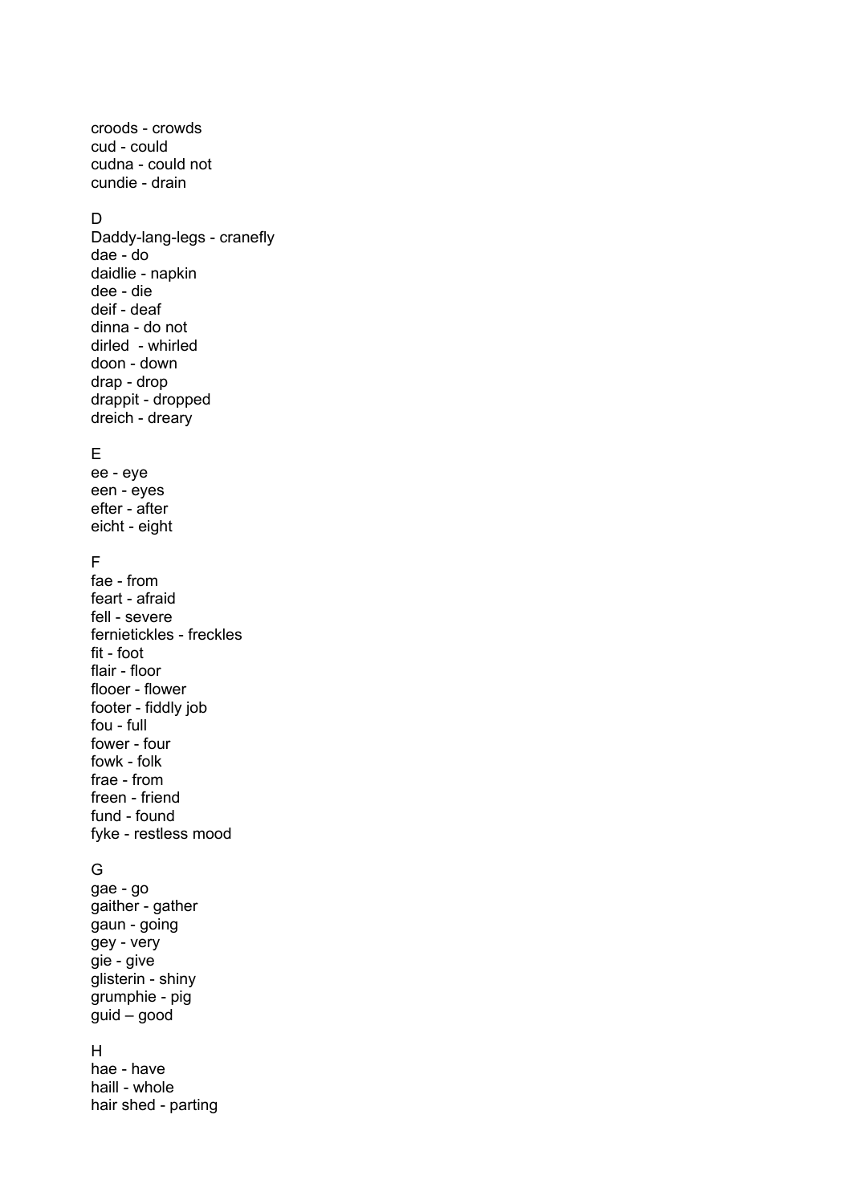croods - crowds
cud - could
cudna - could not
cundie - drain

D
Daddy-lang-legs - cranefly
dae - do
daidlie - napkin
dee - die
deif - deaf
dinna - do not
dirled  - whirled
doon - down
drap - drop
drappit - dropped
dreich - dreary

E
ee - eye
een - eyes
efter - after
eicht - eight

F
fae - from
feart - afraid
fell - severe
fernietickles - freckles
fit - foot
flair - floor
flooer - flower
footer - fiddly job
fou - full
fower - four
fowk - folk
frae - from
freen - friend
fund - found
fyke - restless mood

G
gae - go
gaither - gather
gaun - going
gey - very
gie - give
glisterin - shiny
grumphie - pig
guid – good

H
hae - have
haill - whole
hair shed - parting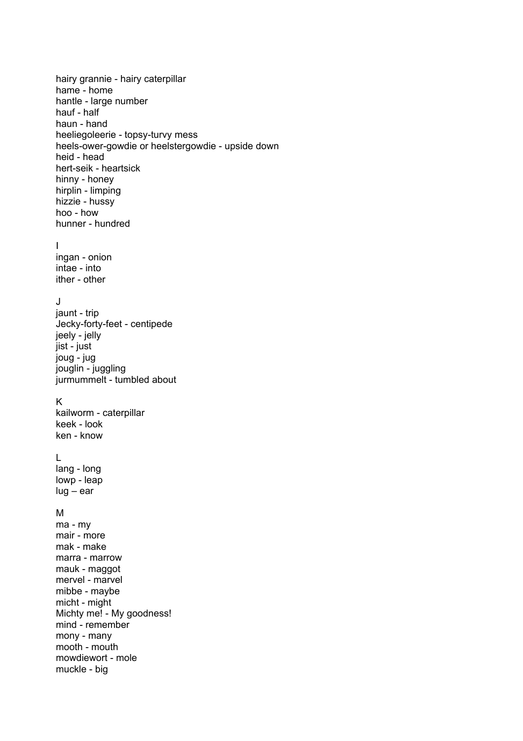hairy grannie - hairy caterpillar
hame - home
hantle - large number
hauf - half
haun - hand
heeliegoleerie - topsy-turvy mess
heels-ower-gowdie or heelstergowdie - upside down
heid - head
hert-seik - heartsick
hinny - honey
hirplin - limping
hizzie - hussy
hoo - how
hunner - hundred

## I

ingan - onion
intae - into
ither - other

## J

jaunt - trip
Jecky-forty-feet - centipede
jeely - jelly
jist - just
joug - jug
jouglin - juggling
jurmummelt - tumbled about

## K

kailworm - caterpillar
keek - look
ken - know

## L

lang - long
lowp - leap
lug – ear

## M

ma - my
mair - more
mak - make
marra - marrow
mauk - maggot
mervel - marvel
mibbe - maybe
micht - might
Michty me! - My goodness!
mind - remember
mony - many
mooth - mouth
mowdiewort - mole
muckle - big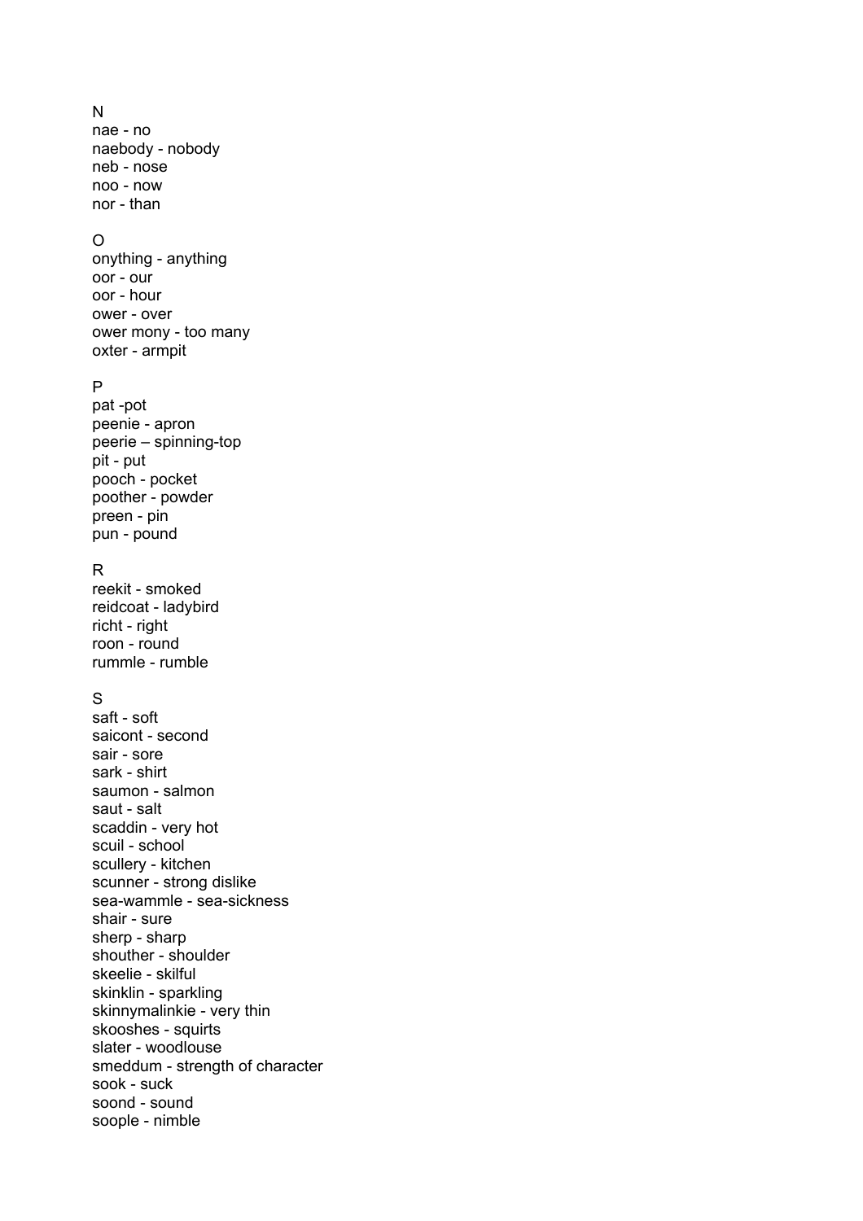## N

nae - no
naebody - nobody
neb - nose
noo - now
nor - than

## O

onything - anything
oor - our
oor - hour
ower - over
ower mony - too many
oxter - armpit

## P

pat -pot
peenie - apron
peerie – spinning-top
pit - put
pooch - pocket
poother - powder
preen - pin
pun - pound

## R

reekit - smoked
reidcoat - ladybird
richt - right
roon - round
rummle - rumble

## S

saft - soft
saicont - second
sair - sore
sark - shirt
saumon - salmon
saut - salt
scaddin - very hot
scuil - school
scullery - kitchen
scunner - strong dislike
sea-wammle - sea-sickness
shair - sure
sherp - sharp
shouther - shoulder
skeelie - skilful
skinklin - sparkling
skinnymalinkie - very thin
skooshes - squirts
slater - woodlouse
smeddum - strength of character
sook - suck
soond - sound
soople - nimble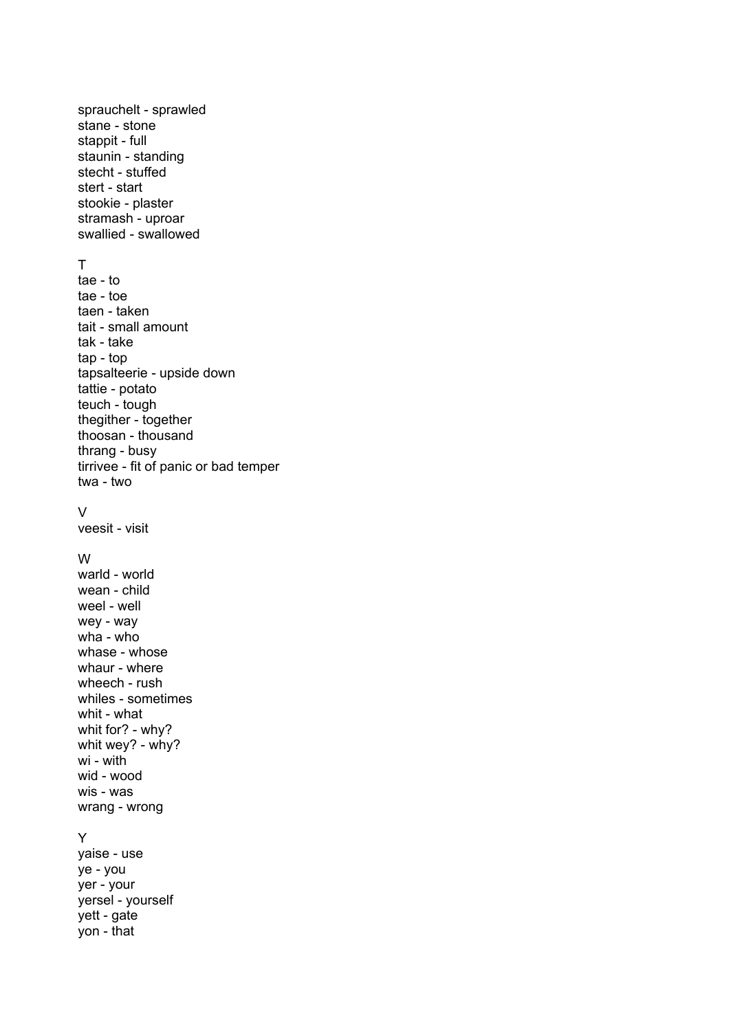sprauchelt - sprawled
stane - stone
stappit - full
staunin - standing
stecht - stuffed
stert - start
stookie - plaster
stramash - uproar
swallied - swallowed

## T

tae - to
tae - toe
taen - taken
tait - small amount
tak - take
tap - top
tapsalteerie - upside down
tattie - potato
teuch - tough
thegither - together
thoosan - thousand
thrang - busy
tirrivee - fit of panic or bad temper
twa - two

## V

veesit - visit

## W

warld - world
wean - child
weel - well
wey - way
wha - who
whase - whose
whaur - where
wheech - rush
whiles - sometimes
whit - what
whit for? - why?
whit wey? - why?
wi - with
wid - wood
wis - was
wrang - wrong

## Y

yaise - use
ye - you
yer - your
yersel - yourself
yett - gate
yon - that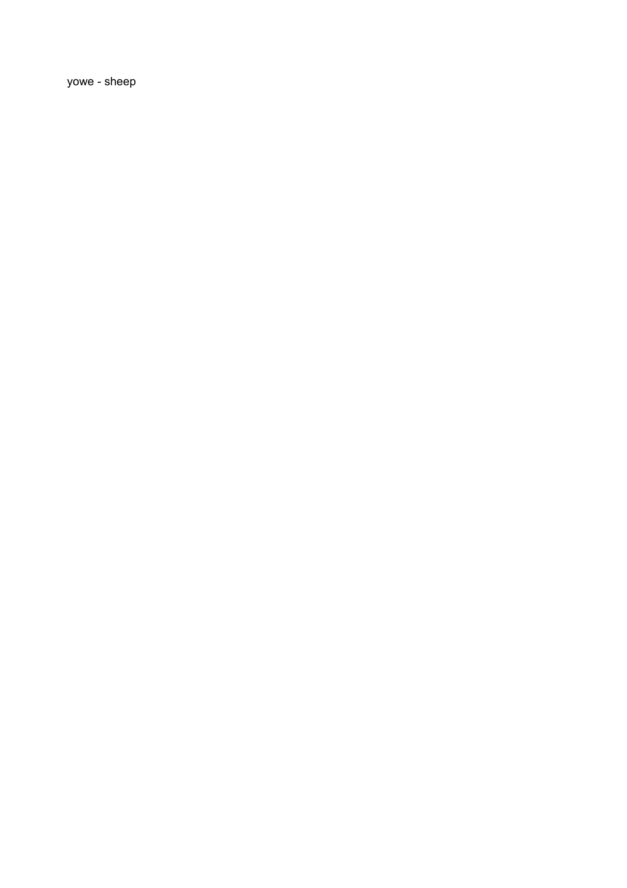yowe - sheep